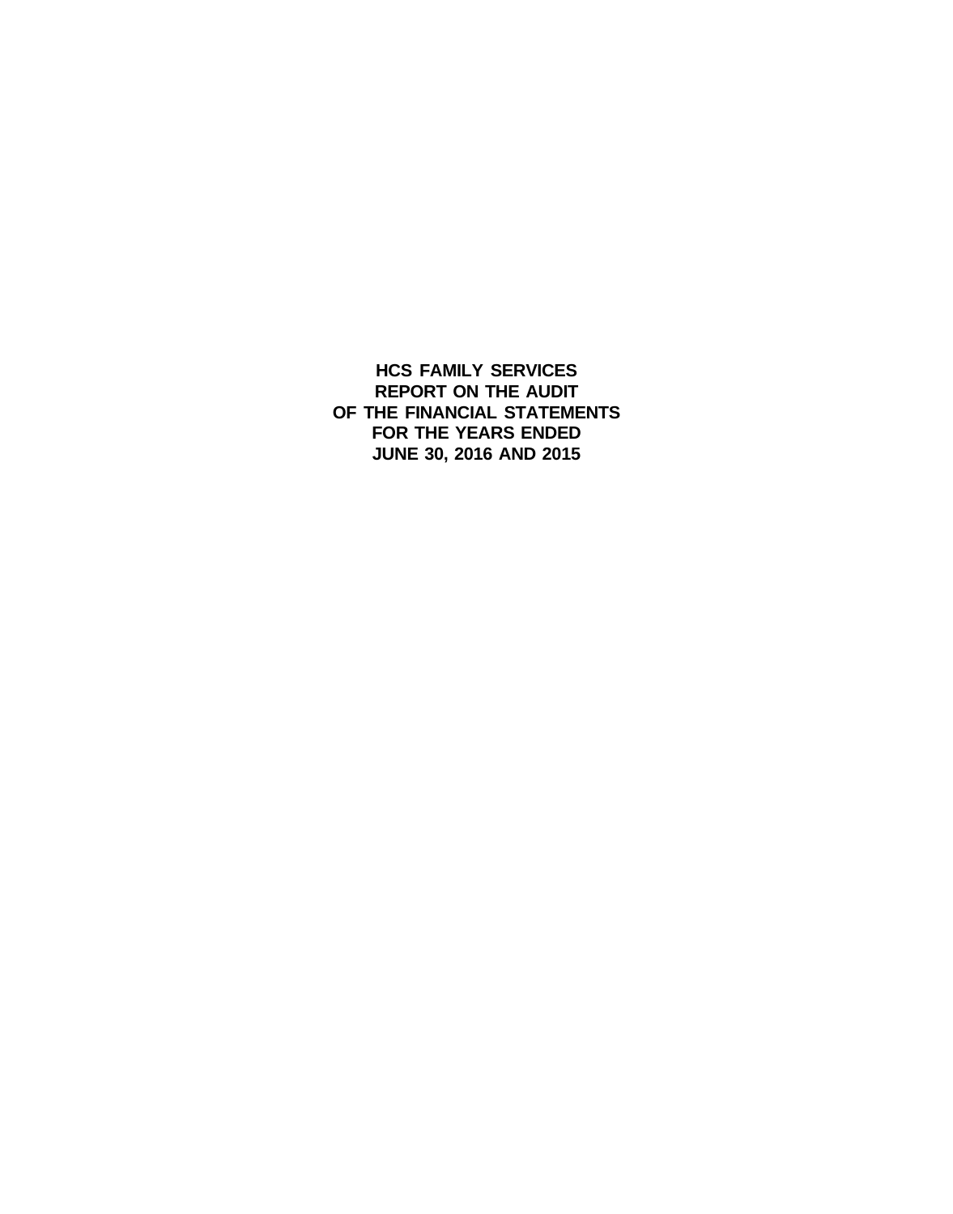# HCS FAMILY SERVICES
# REPORT ON THE AUDIT
# OF THE FINANCIAL STATEMENTS
# FOR THE YEARS ENDED
# JUNE 30, 2016 AND 2015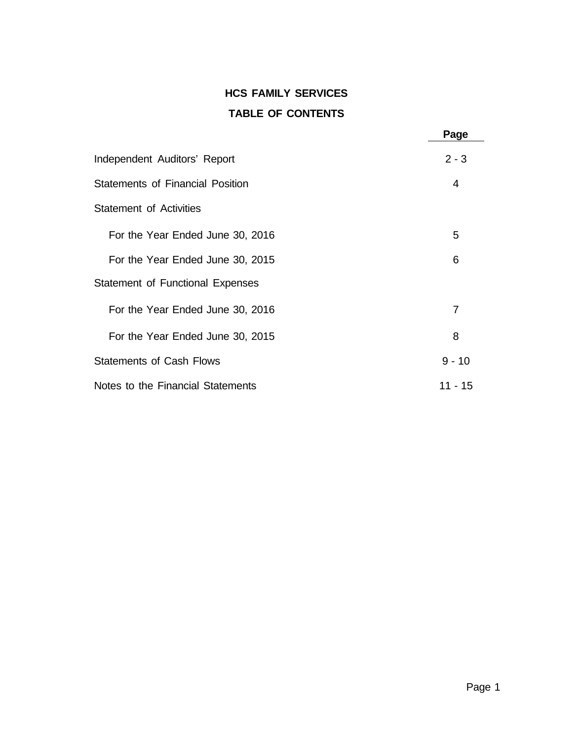# HCS FAMILY SERVICES

## TABLE OF CONTENTS

| | Page |
|---|---|
| Independent Auditors' Report | 2 - 3 |
| Statements of Financial Position | 4 |
| Statement of Activities | |
| For the Year Ended June 30, 2016 | 5 |
| For the Year Ended June 30, 2015 | 6 |
| Statement of Functional Expenses | |
| For the Year Ended June 30, 2016 | 7 |
| For the Year Ended June 30, 2015 | 8 |
| Statements of Cash Flows | 9 - 10 |
| Notes to the Financial Statements | 11 - 15 |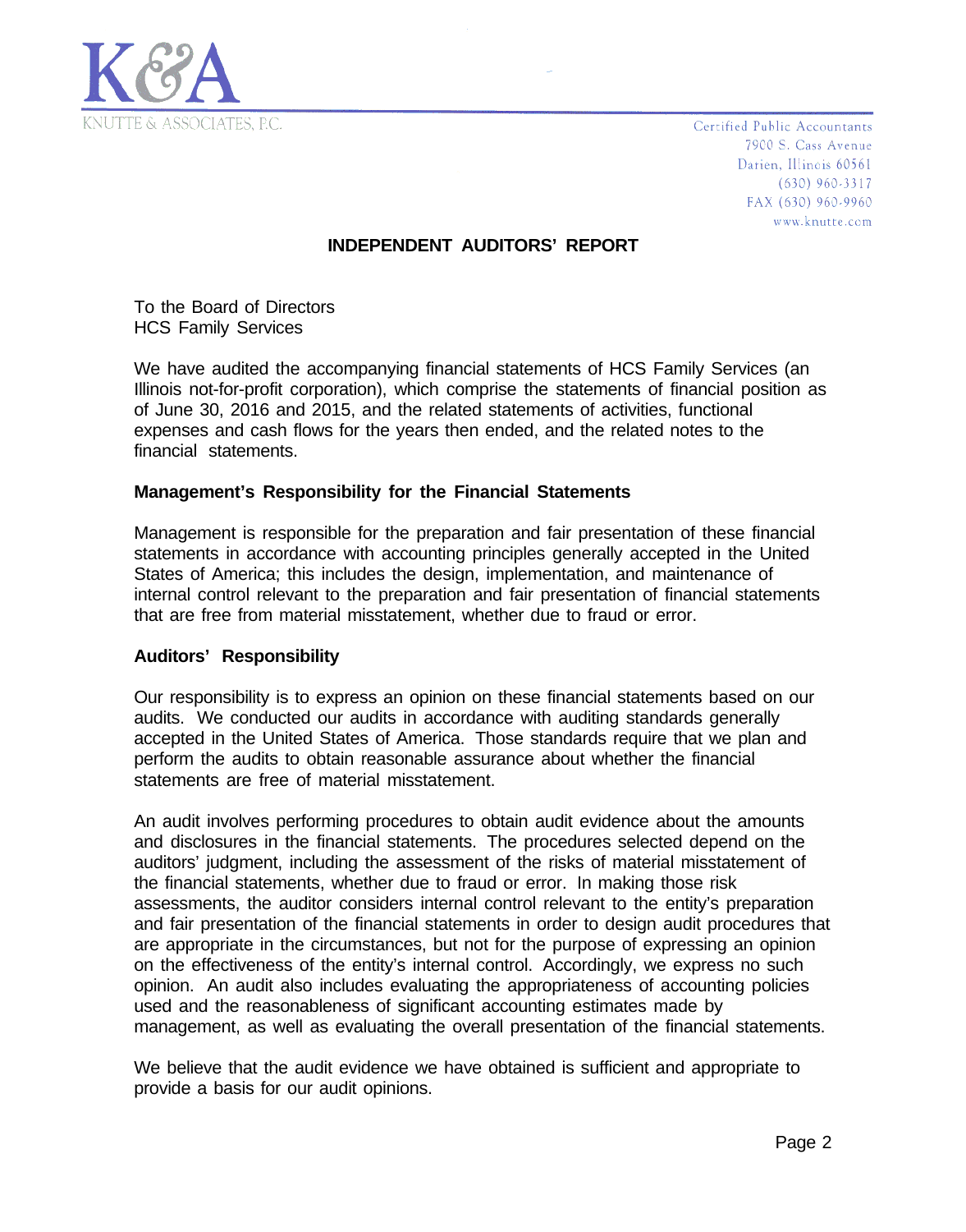K&A

KNUTTE & ASSOCIATES, P.C.

Certified Public Accountants
7900 S. Cass Avenue
Darien, Illinois 60561
(630) 960-3317
FAX (630) 960-9960
www.knutte.com

## INDEPENDENT AUDITORS' REPORT

To the Board of Directors
HCS Family Services

We have audited the accompanying financial statements of HCS Family Services (an Illinois not-for-profit corporation), which comprise the statements of financial position as of June 30, 2016 and 2015, and the related statements of activities, functional expenses and cash flows for the years then ended, and the related notes to the financial statements.

### Management's Responsibility for the Financial Statements

Management is responsible for the preparation and fair presentation of these financial statements in accordance with accounting principles generally accepted in the United States of America; this includes the design, implementation, and maintenance of internal control relevant to the preparation and fair presentation of financial statements that are free from material misstatement, whether due to fraud or error.

### Auditors' Responsibility

Our responsibility is to express an opinion on these financial statements based on our audits. We conducted our audits in accordance with auditing standards generally accepted in the United States of America. Those standards require that we plan and perform the audits to obtain reasonable assurance about whether the financial statements are free of material misstatement.

An audit involves performing procedures to obtain audit evidence about the amounts and disclosures in the financial statements. The procedures selected depend on the auditors' judgment, including the assessment of the risks of material misstatement of the financial statements, whether due to fraud or error. In making those risk assessments, the auditor considers internal control relevant to the entity's preparation and fair presentation of the financial statements in order to design audit procedures that are appropriate in the circumstances, but not for the purpose of expressing an opinion on the effectiveness of the entity's internal control. Accordingly, we express no such opinion. An audit also includes evaluating the appropriateness of accounting policies used and the reasonableness of significant accounting estimates made by management, as well as evaluating the overall presentation of the financial statements.

We believe that the audit evidence we have obtained is sufficient and appropriate to provide a basis for our audit opinions.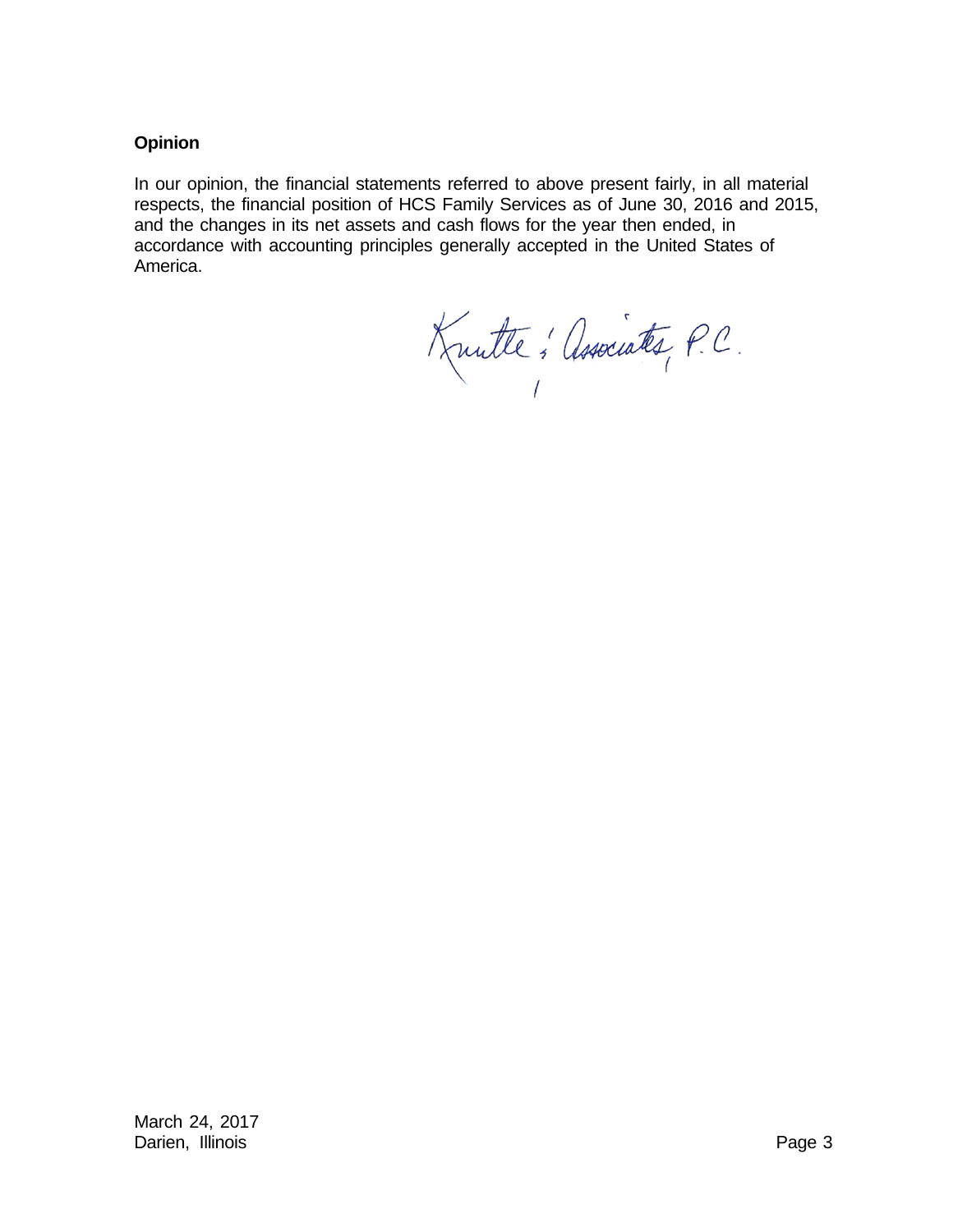### Opinion

In our opinion, the financial statements referred to above present fairly, in all material respects, the financial position of HCS Family Services as of June 30, 2016 and 2015, and the changes in its net assets and cash flows for the year then ended, in accordance with accounting principles generally accepted in the United States of America.

Knutte & Associates, P.C.

March 24, 2017
Darien, Illinois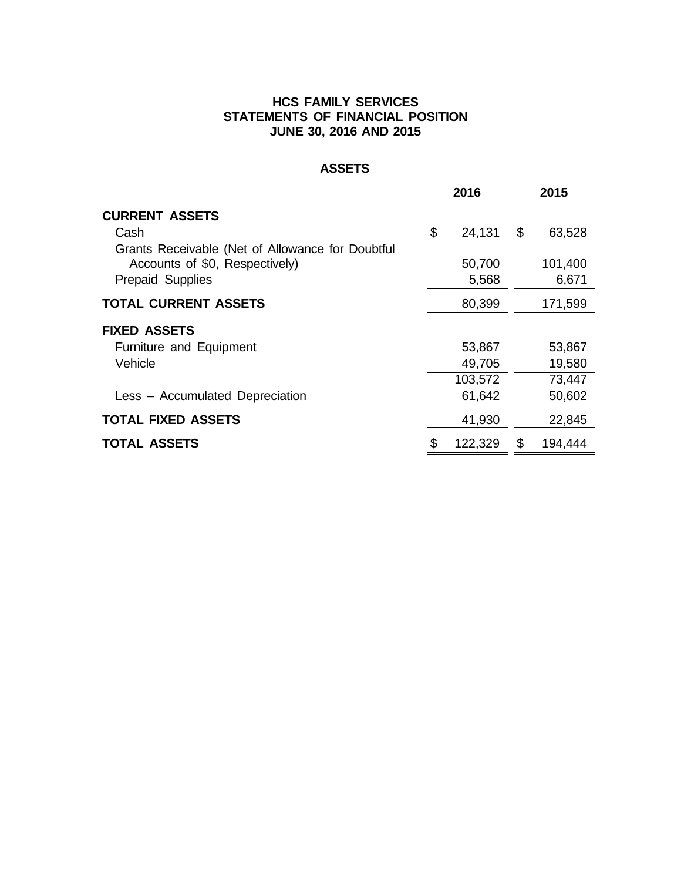# HCS FAMILY SERVICES
## STATEMENTS OF FINANCIAL POSITION
## JUNE 30, 2016 AND 2015

### ASSETS

| | 2016 | 2015 |
|---|---|---|
| **CURRENT ASSETS** | | |
| Cash | $ 24,131 | $ 63,528 |
| Grants Receivable (Net of Allowance for Doubtful Accounts of $0, Respectively) | 50,700 | 101,400 |
| Prepaid Supplies | 5,568 | 6,671 |
| **TOTAL CURRENT ASSETS** | 80,399 | 171,599 |
| **FIXED ASSETS** | | |
| Furniture and Equipment | 53,867 | 53,867 |
| Vehicle | 49,705 | 19,580 |
| | 103,572 | 73,447 |
| Less – Accumulated Depreciation | 61,642 | 50,602 |
| **TOTAL FIXED ASSETS** | 41,930 | 22,845 |
| **TOTAL ASSETS** | $ 122,329 | $ 194,444 |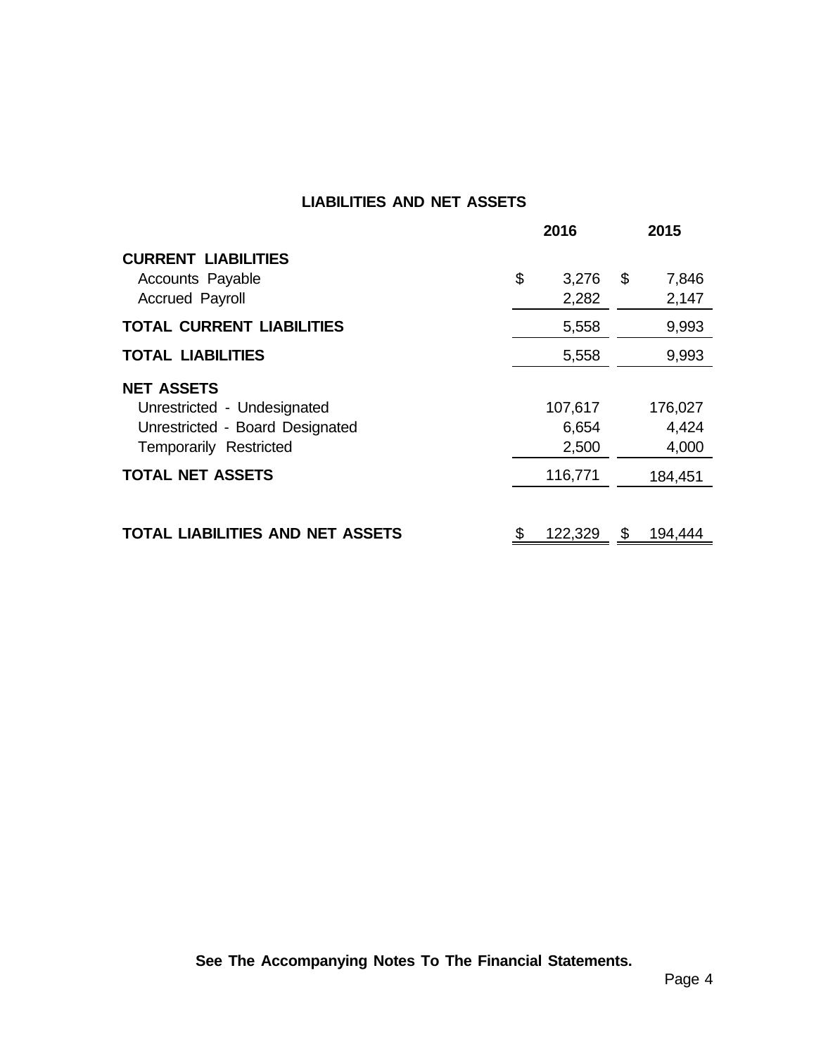## LIABILITIES AND NET ASSETS

| | 2016 | 2015 |
|---|---|---|
| **CURRENT LIABILITIES** | | |
| Accounts Payable | $ 3,276 | $ 7,846 |
| Accrued Payroll | 2,282 | 2,147 |
| **TOTAL CURRENT LIABILITIES** | 5,558 | 9,993 |
| **TOTAL LIABILITIES** | 5,558 | 9,993 |
| **NET ASSETS** | | |
| Unrestricted - Undesignated | 107,617 | 176,027 |
| Unrestricted - Board Designated | 6,654 | 4,424 |
| Temporarily Restricted | 2,500 | 4,000 |
| **TOTAL NET ASSETS** | 116,771 | 184,451 |
| **TOTAL LIABILITIES AND NET ASSETS** | $ 122,329 | $ 194,444 |

**See The Accompanying Notes To The Financial Statements.**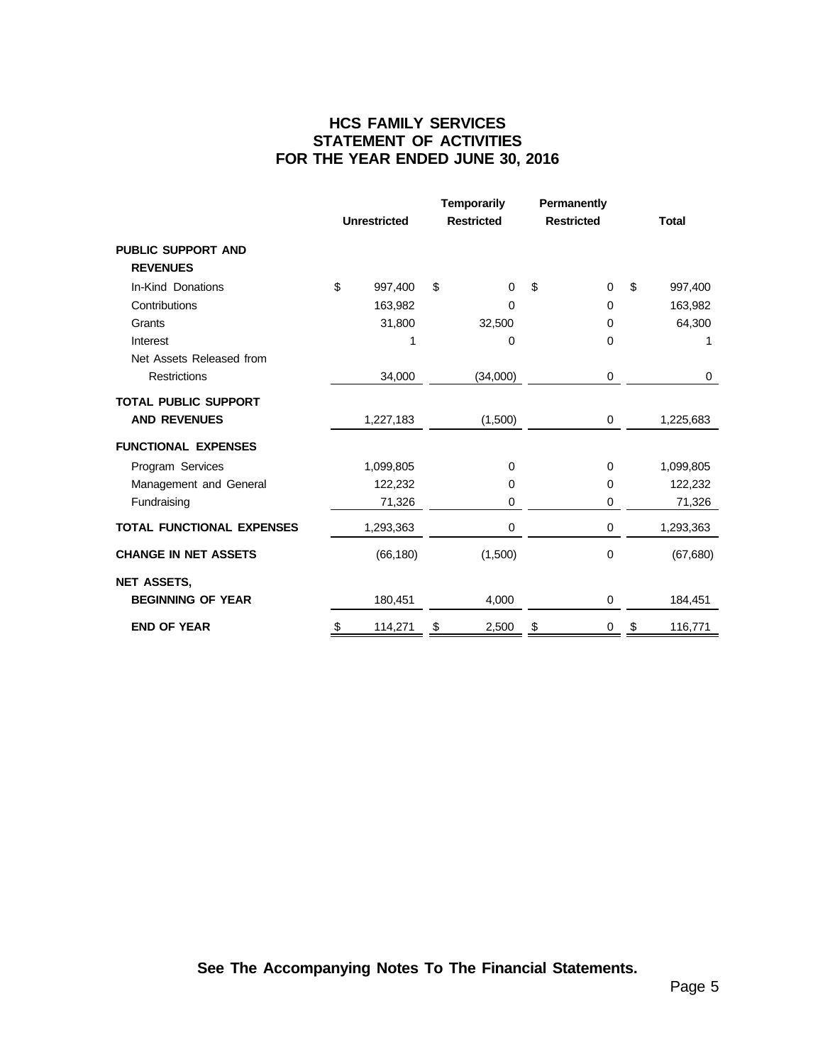# HCS FAMILY SERVICES
## STATEMENT OF ACTIVITIES
## FOR THE YEAR ENDED JUNE 30, 2016

| | Unrestricted | Temporarily Restricted | Permanently Restricted | Total |
|---|---|---|---|---|
| **PUBLIC SUPPORT AND REVENUES** | | | | |
| In-Kind Donations | $ 997,400 | $ 0 | $ 0 | $ 997,400 |
| Contributions | 163,982 | 0 | 0 | 163,982 |
| Grants | 31,800 | 32,500 | 0 | 64,300 |
| Interest | 1 | 0 | 0 | 1 |
| Net Assets Released from Restrictions | 34,000 | (34,000) | 0 | 0 |
| **TOTAL PUBLIC SUPPORT AND REVENUES** | 1,227,183 | (1,500) | 0 | 1,225,683 |
| **FUNCTIONAL EXPENSES** | | | | |
| Program Services | 1,099,805 | 0 | 0 | 1,099,805 |
| Management and General | 122,232 | 0 | 0 | 122,232 |
| Fundraising | 71,326 | 0 | 0 | 71,326 |
| **TOTAL FUNCTIONAL EXPENSES** | 1,293,363 | 0 | 0 | 1,293,363 |
| **CHANGE IN NET ASSETS** | (66,180) | (1,500) | 0 | (67,680) |
| **NET ASSETS, BEGINNING OF YEAR** | 180,451 | 4,000 | 0 | 184,451 |
| **END OF YEAR** | $ 114,271 | $ 2,500 | $ 0 | $ 116,771 |

**See The Accompanying Notes To The Financial Statements.**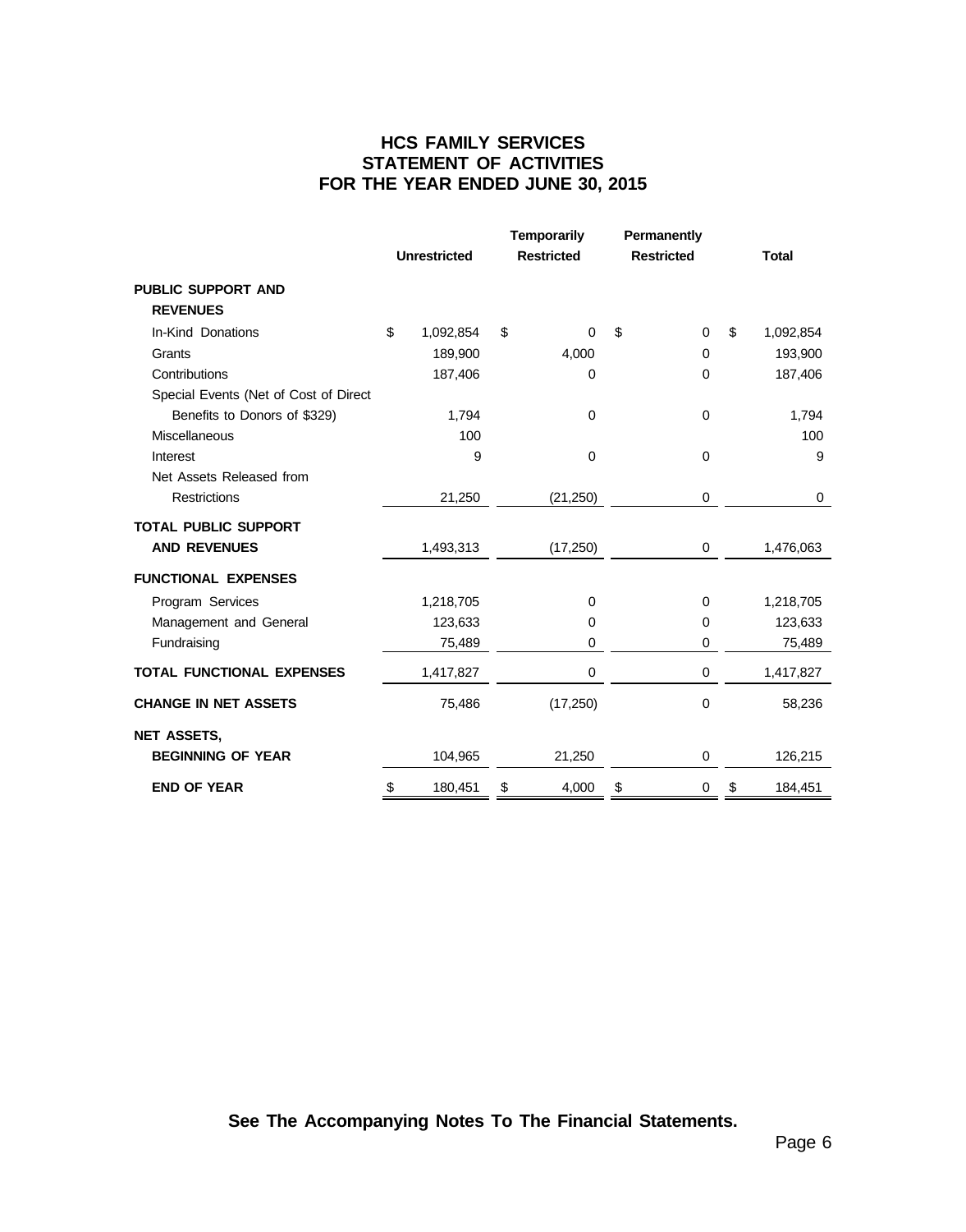# HCS FAMILY SERVICES
# STATEMENT OF ACTIVITIES
# FOR THE YEAR ENDED JUNE 30, 2015

| | Unrestricted | Temporarily Restricted | Permanently Restricted | Total |
|---|---|---|---|---|
| **PUBLIC SUPPORT AND REVENUES** | | | | |
| In-Kind Donations | $ 1,092,854 | $ 0 | $ 0 | $ 1,092,854 |
| Grants | 189,900 | 4,000 | 0 | 193,900 |
| Contributions | 187,406 | 0 | 0 | 187,406 |
| Special Events (Net of Cost of Direct Benefits to Donors of $329) | 1,794 | 0 | 0 | 1,794 |
| Miscellaneous | 100 | | | 100 |
| Interest | 9 | 0 | 0 | 9 |
| Net Assets Released from Restrictions | 21,250 | (21,250) | 0 | 0 |
| **TOTAL PUBLIC SUPPORT AND REVENUES** | 1,493,313 | (17,250) | 0 | 1,476,063 |
| **FUNCTIONAL EXPENSES** | | | | |
| Program Services | 1,218,705 | 0 | 0 | 1,218,705 |
| Management and General | 123,633 | 0 | 0 | 123,633 |
| Fundraising | 75,489 | 0 | 0 | 75,489 |
| **TOTAL FUNCTIONAL EXPENSES** | 1,417,827 | 0 | 0 | 1,417,827 |
| **CHANGE IN NET ASSETS** | 75,486 | (17,250) | 0 | 58,236 |
| **NET ASSETS, BEGINNING OF YEAR** | 104,965 | 21,250 | 0 | 126,215 |
| **END OF YEAR** | $ 180,451 | $ 4,000 | $ 0 | $ 184,451 |

**See The Accompanying Notes To The Financial Statements.**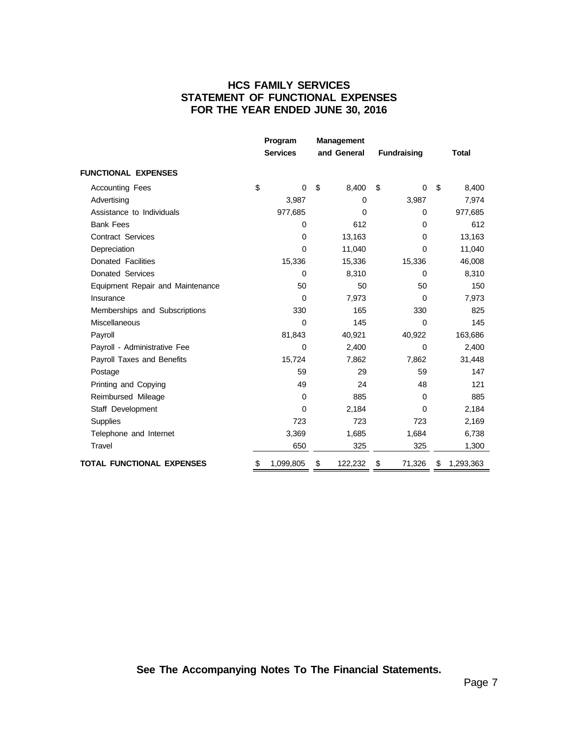# HCS FAMILY SERVICES
## STATEMENT OF FUNCTIONAL EXPENSES
## FOR THE YEAR ENDED JUNE 30, 2016

| | Program Services | Management and General | Fundraising | Total |
|---|---|---|---|---|
| **FUNCTIONAL EXPENSES** | | | | |
| Accounting Fees | $ 0 | $ 8,400 | $ 0 | $ 8,400 |
| Advertising | 3,987 | 0 | 3,987 | 7,974 |
| Assistance to Individuals | 977,685 | 0 | 0 | 977,685 |
| Bank Fees | 0 | 612 | 0 | 612 |
| Contract Services | 0 | 13,163 | 0 | 13,163 |
| Depreciation | 0 | 11,040 | 0 | 11,040 |
| Donated Facilities | 15,336 | 15,336 | 15,336 | 46,008 |
| Donated Services | 0 | 8,310 | 0 | 8,310 |
| Equipment Repair and Maintenance | 50 | 50 | 50 | 150 |
| Insurance | 0 | 7,973 | 0 | 7,973 |
| Memberships and Subscriptions | 330 | 165 | 330 | 825 |
| Miscellaneous | 0 | 145 | 0 | 145 |
| Payroll | 81,843 | 40,921 | 40,922 | 163,686 |
| Payroll - Administrative Fee | 0 | 2,400 | 0 | 2,400 |
| Payroll Taxes and Benefits | 15,724 | 7,862 | 7,862 | 31,448 |
| Postage | 59 | 29 | 59 | 147 |
| Printing and Copying | 49 | 24 | 48 | 121 |
| Reimbursed Mileage | 0 | 885 | 0 | 885 |
| Staff Development | 0 | 2,184 | 0 | 2,184 |
| Supplies | 723 | 723 | 723 | 2,169 |
| Telephone and Internet | 3,369 | 1,685 | 1,684 | 6,738 |
| Travel | 650 | 325 | 325 | 1,300 |
| **TOTAL FUNCTIONAL EXPENSES** | $ 1,099,805 | $ 122,232 | $ 71,326 | $ 1,293,363 |

**See The Accompanying Notes To The Financial Statements.**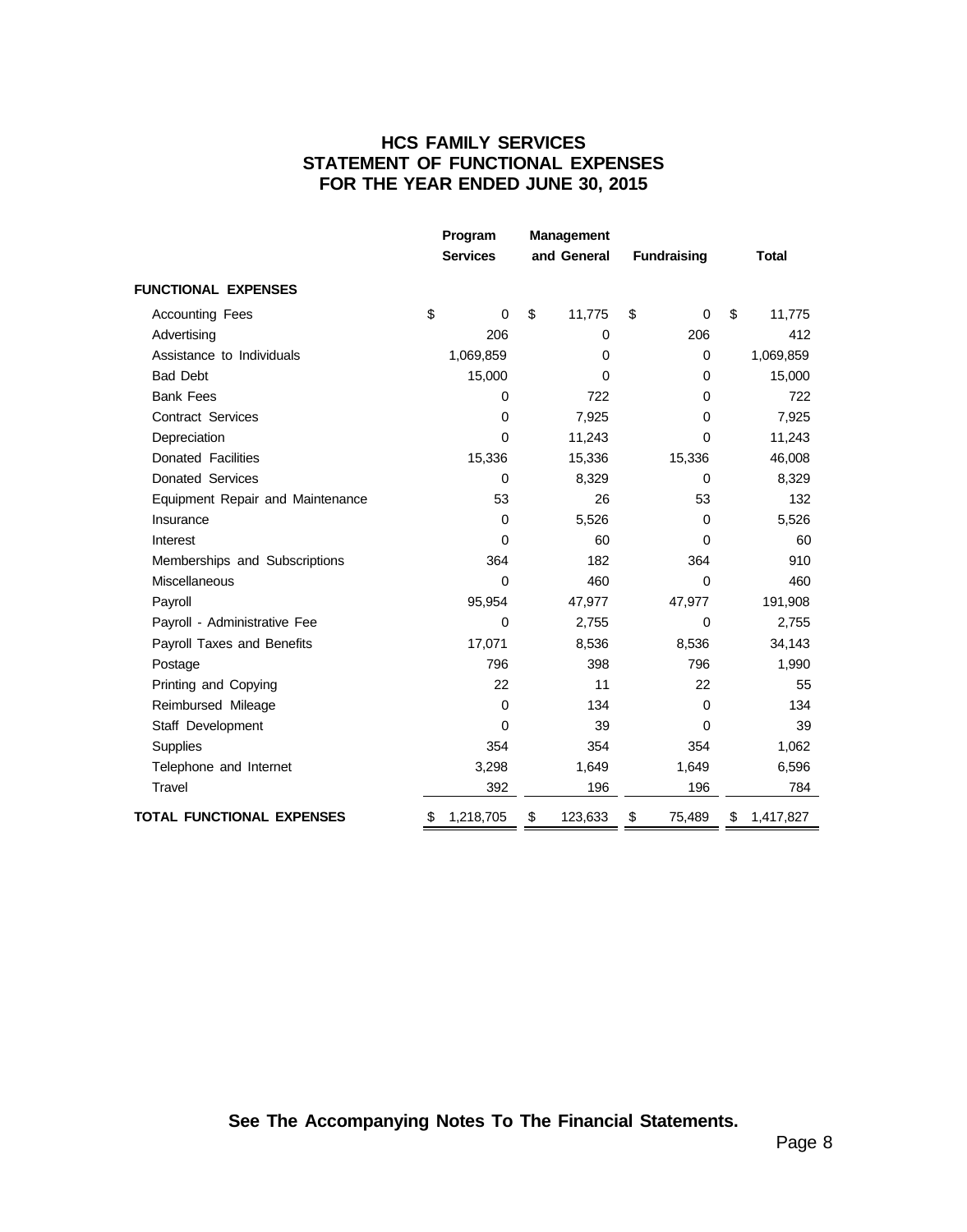# HCS FAMILY SERVICES
## STATEMENT OF FUNCTIONAL EXPENSES
## FOR THE YEAR ENDED JUNE 30, 2015

| | Program Services | Management and General | Fundraising | Total |
|---|---|---|---|---|
| **FUNCTIONAL EXPENSES** | | | | |
| Accounting Fees | $ 0 | $ 11,775 | $ 0 | $ 11,775 |
| Advertising | 206 | 0 | 206 | 412 |
| Assistance to Individuals | 1,069,859 | 0 | 0 | 1,069,859 |
| Bad Debt | 15,000 | 0 | 0 | 15,000 |
| Bank Fees | 0 | 722 | 0 | 722 |
| Contract Services | 0 | 7,925 | 0 | 7,925 |
| Depreciation | 0 | 11,243 | 0 | 11,243 |
| Donated Facilities | 15,336 | 15,336 | 15,336 | 46,008 |
| Donated Services | 0 | 8,329 | 0 | 8,329 |
| Equipment Repair and Maintenance | 53 | 26 | 53 | 132 |
| Insurance | 0 | 5,526 | 0 | 5,526 |
| Interest | 0 | 60 | 0 | 60 |
| Memberships and Subscriptions | 364 | 182 | 364 | 910 |
| Miscellaneous | 0 | 460 | 0 | 460 |
| Payroll | 95,954 | 47,977 | 47,977 | 191,908 |
| Payroll - Administrative Fee | 0 | 2,755 | 0 | 2,755 |
| Payroll Taxes and Benefits | 17,071 | 8,536 | 8,536 | 34,143 |
| Postage | 796 | 398 | 796 | 1,990 |
| Printing and Copying | 22 | 11 | 22 | 55 |
| Reimbursed Mileage | 0 | 134 | 0 | 134 |
| Staff Development | 0 | 39 | 0 | 39 |
| Supplies | 354 | 354 | 354 | 1,062 |
| Telephone and Internet | 3,298 | 1,649 | 1,649 | 6,596 |
| Travel | 392 | 196 | 196 | 784 |
| **TOTAL FUNCTIONAL EXPENSES** | $ 1,218,705 | $ 123,633 | $ 75,489 | $ 1,417,827 |

**See The Accompanying Notes To The Financial Statements.**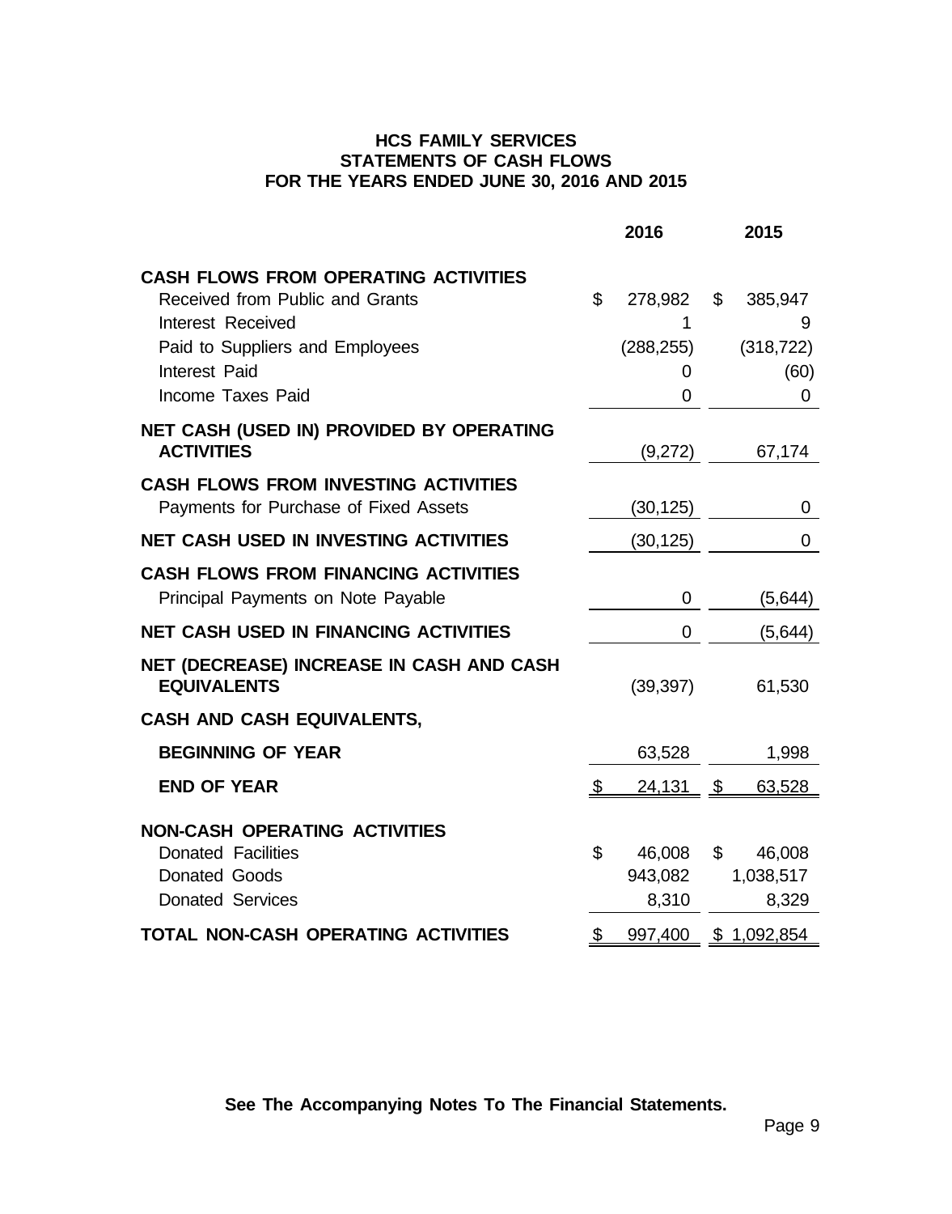# HCS FAMILY SERVICES
## STATEMENTS OF CASH FLOWS
## FOR THE YEARS ENDED JUNE 30, 2016 AND 2015

| | 2016 | 2015 |
|---|---|---|
| **CASH FLOWS FROM OPERATING ACTIVITIES** | | |
| Received from Public and Grants | $ 278,982 | $ 385,947 |
| Interest Received | 1 | 9 |
| Paid to Suppliers and Employees | (288,255) | (318,722) |
| Interest Paid | 0 | (60) |
| Income Taxes Paid | 0 | 0 |
| **NET CASH (USED IN) PROVIDED BY OPERATING ACTIVITIES** | (9,272) | 67,174 |
| **CASH FLOWS FROM INVESTING ACTIVITIES** | | |
| Payments for Purchase of Fixed Assets | (30,125) | 0 |
| **NET CASH USED IN INVESTING ACTIVITIES** | (30,125) | 0 |
| **CASH FLOWS FROM FINANCING ACTIVITIES** | | |
| Principal Payments on Note Payable | 0 | (5,644) |
| **NET CASH USED IN FINANCING ACTIVITIES** | 0 | (5,644) |
| **NET (DECREASE) INCREASE IN CASH AND CASH EQUIVALENTS** | (39,397) | 61,530 |
| **CASH AND CASH EQUIVALENTS,** | | |
| **BEGINNING OF YEAR** | 63,528 | 1,998 |
| **END OF YEAR** | $ 24,131 | $ 63,528 |
| **NON-CASH OPERATING ACTIVITIES** | | |
| Donated Facilities | $ 46,008 | $ 46,008 |
| Donated Goods | 943,082 | 1,038,517 |
| Donated Services | 8,310 | 8,329 |
| **TOTAL NON-CASH OPERATING ACTIVITIES** | $ 997,400 | $ 1,092,854 |

**See The Accompanying Notes To The Financial Statements.**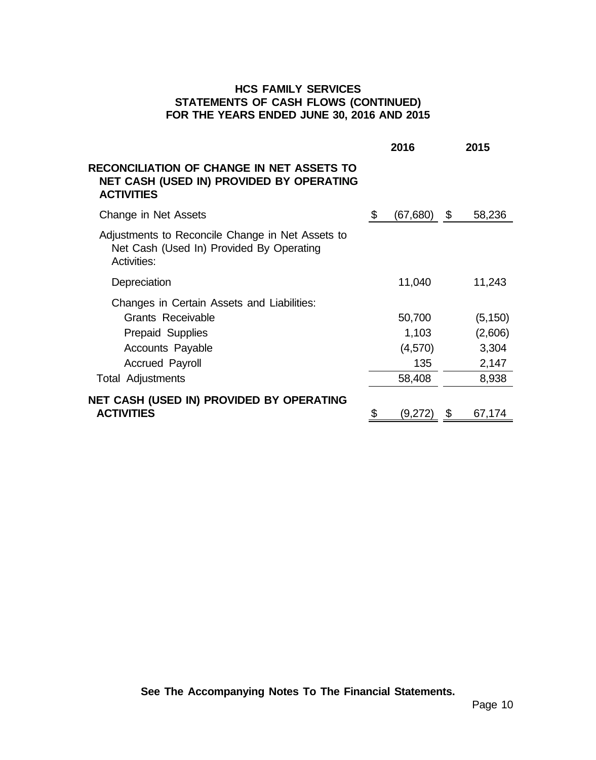# HCS FAMILY SERVICES
## STATEMENTS OF CASH FLOWS (CONTINUED)
## FOR THE YEARS ENDED JUNE 30, 2016 AND 2015

| | 2016 | 2015 |
|---|---|---|
| **RECONCILIATION OF CHANGE IN NET ASSETS TO NET CASH (USED IN) PROVIDED BY OPERATING ACTIVITIES** | | |
| Change in Net Assets | $ (67,680) | $ 58,236 |
| Adjustments to Reconcile Change in Net Assets to Net Cash (Used In) Provided By Operating Activities: | | |
| Depreciation | 11,040 | 11,243 |
| Changes in Certain Assets and Liabilities: | | |
| Grants Receivable | 50,700 | (5,150) |
| Prepaid Supplies | 1,103 | (2,606) |
| Accounts Payable | (4,570) | 3,304 |
| Accrued Payroll | 135 | 2,147 |
| Total Adjustments | 58,408 | 8,938 |
| **NET CASH (USED IN) PROVIDED BY OPERATING ACTIVITIES** | $ (9,272) | $ 67,174 |

**See The Accompanying Notes To The Financial Statements.**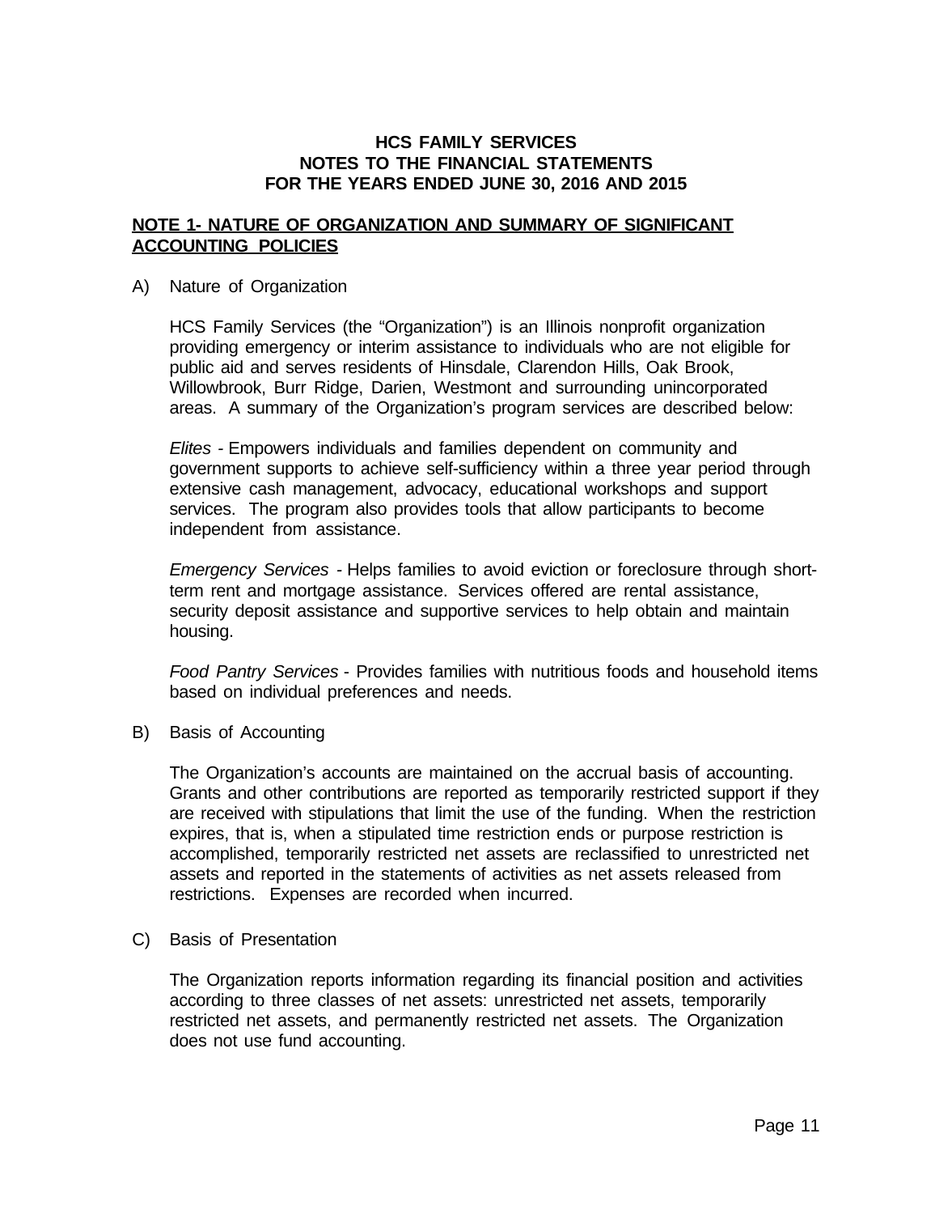# HCS FAMILY SERVICES
## NOTES TO THE FINANCIAL STATEMENTS
## FOR THE YEARS ENDED JUNE 30, 2016 AND 2015

**NOTE 1- NATURE OF ORGANIZATION AND SUMMARY OF SIGNIFICANT ACCOUNTING POLICIES**

A) Nature of Organization

HCS Family Services (the "Organization") is an Illinois nonprofit organization providing emergency or interim assistance to individuals who are not eligible for public aid and serves residents of Hinsdale, Clarendon Hills, Oak Brook, Willowbrook, Burr Ridge, Darien, Westmont and surrounding unincorporated areas. A summary of the Organization's program services are described below:

*Elites* - Empowers individuals and families dependent on community and government supports to achieve self-sufficiency within a three year period through extensive cash management, advocacy, educational workshops and support services. The program also provides tools that allow participants to become independent from assistance.

*Emergency Services* - Helps families to avoid eviction or foreclosure through short-term rent and mortgage assistance. Services offered are rental assistance, security deposit assistance and supportive services to help obtain and maintain housing.

*Food Pantry Services* - Provides families with nutritious foods and household items based on individual preferences and needs.

B) Basis of Accounting

The Organization's accounts are maintained on the accrual basis of accounting. Grants and other contributions are reported as temporarily restricted support if they are received with stipulations that limit the use of the funding. When the restriction expires, that is, when a stipulated time restriction ends or purpose restriction is accomplished, temporarily restricted net assets are reclassified to unrestricted net assets and reported in the statements of activities as net assets released from restrictions. Expenses are recorded when incurred.

C) Basis of Presentation

The Organization reports information regarding its financial position and activities according to three classes of net assets: unrestricted net assets, temporarily restricted net assets, and permanently restricted net assets. The Organization does not use fund accounting.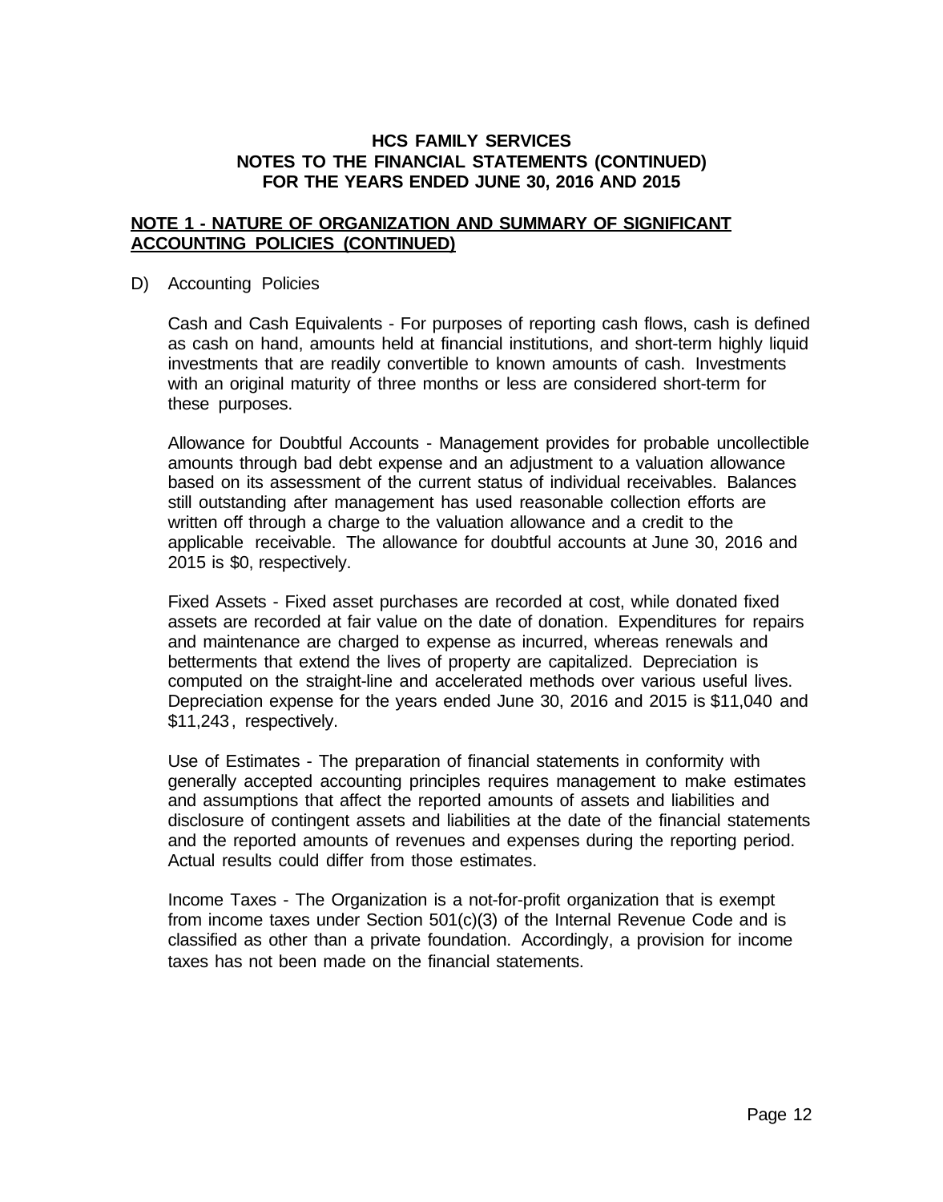## NOTE 1 - NATURE OF ORGANIZATION AND SUMMARY OF SIGNIFICANT ACCOUNTING POLICIES (CONTINUED)

D) Accounting Policies

Cash and Cash Equivalents - For purposes of reporting cash flows, cash is defined as cash on hand, amounts held at financial institutions, and short-term highly liquid investments that are readily convertible to known amounts of cash. Investments with an original maturity of three months or less are considered short-term for these purposes.

Allowance for Doubtful Accounts - Management provides for probable uncollectible amounts through bad debt expense and an adjustment to a valuation allowance based on its assessment of the current status of individual receivables. Balances still outstanding after management has used reasonable collection efforts are written off through a charge to the valuation allowance and a credit to the applicable receivable. The allowance for doubtful accounts at June 30, 2016 and 2015 is $0, respectively.

Fixed Assets - Fixed asset purchases are recorded at cost, while donated fixed assets are recorded at fair value on the date of donation. Expenditures for repairs and maintenance are charged to expense as incurred, whereas renewals and betterments that extend the lives of property are capitalized. Depreciation is computed on the straight-line and accelerated methods over various useful lives. Depreciation expense for the years ended June 30, 2016 and 2015 is $11,040 and $11,243, respectively.

Use of Estimates - The preparation of financial statements in conformity with generally accepted accounting principles requires management to make estimates and assumptions that affect the reported amounts of assets and liabilities and disclosure of contingent assets and liabilities at the date of the financial statements and the reported amounts of revenues and expenses during the reporting period. Actual results could differ from those estimates.

Income Taxes - The Organization is a not-for-profit organization that is exempt from income taxes under Section 501(c)(3) of the Internal Revenue Code and is classified as other than a private foundation. Accordingly, a provision for income taxes has not been made on the financial statements.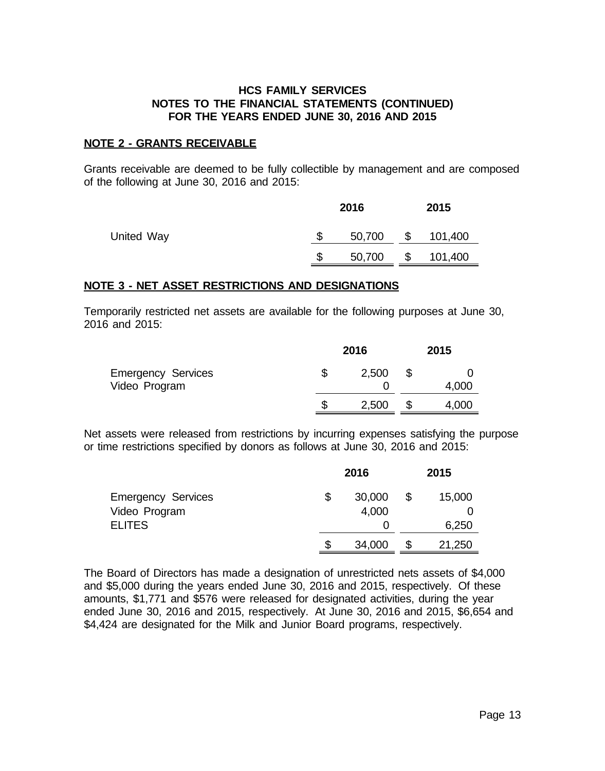**HCS FAMILY SERVICES**
**NOTES TO THE FINANCIAL STATEMENTS (CONTINUED)**
**FOR THE YEARS ENDED JUNE 30, 2016 AND 2015**

## NOTE 2 - GRANTS RECEIVABLE

Grants receivable are deemed to be fully collectible by management and are composed of the following at June 30, 2016 and 2015:

| | 2016 | 2015 |
|---|---|---|
| United Way | $ 50,700 | $ 101,400 |
| | $ 50,700 | $ 101,400 |

## NOTE 3 - NET ASSET RESTRICTIONS AND DESIGNATIONS

Temporarily restricted net assets are available for the following purposes at June 30, 2016 and 2015:

| | 2016 | 2015 |
|---|---|---|
| Emergency Services | $ 2,500 | $ 0 |
| Video Program | 0 | 4,000 |
| | $ 2,500 | $ 4,000 |

Net assets were released from restrictions by incurring expenses satisfying the purpose or time restrictions specified by donors as follows at June 30, 2016 and 2015:

| | 2016 | 2015 |
|---|---|---|
| Emergency Services | $ 30,000 | $ 15,000 |
| Video Program | 4,000 | 0 |
| ELITES | 0 | 6,250 |
| | $ 34,000 | $ 21,250 |

The Board of Directors has made a designation of unrestricted nets assets of $4,000 and $5,000 during the years ended June 30, 2016 and 2015, respectively. Of these amounts, $1,771 and $576 were released for designated activities, during the year ended June 30, 2016 and 2015, respectively. At June 30, 2016 and 2015, $6,654 and $4,424 are designated for the Milk and Junior Board programs, respectively.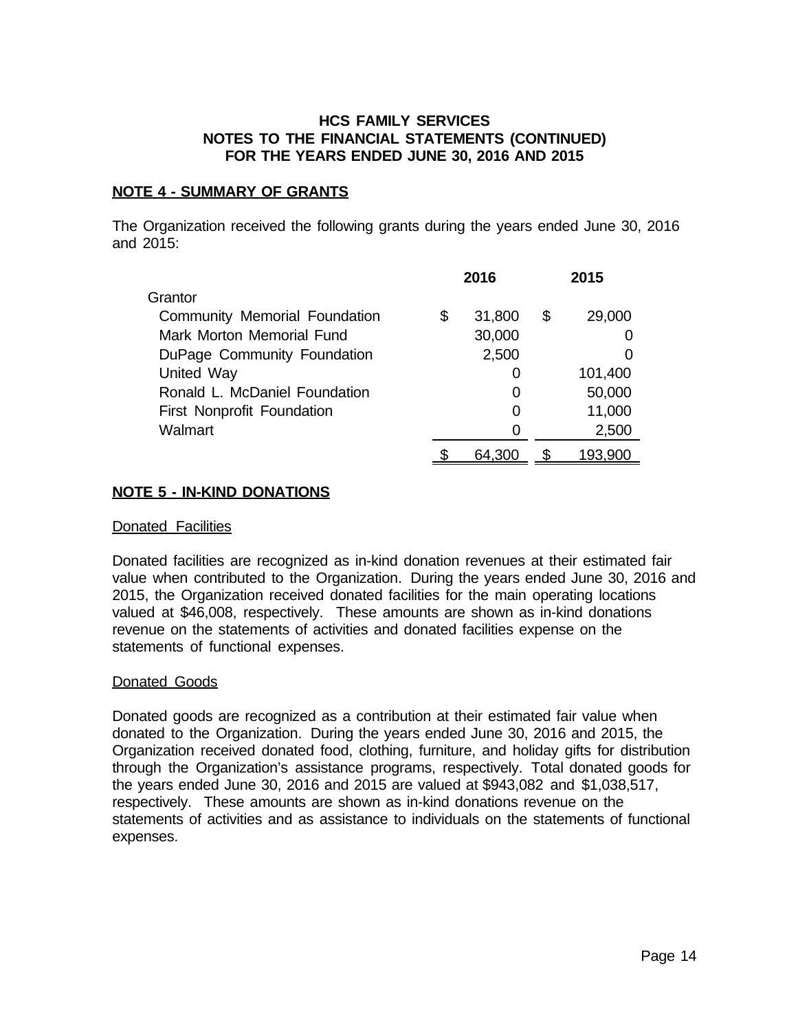# HCS FAMILY SERVICES
## NOTES TO THE FINANCIAL STATEMENTS (CONTINUED)
## FOR THE YEARS ENDED JUNE 30, 2016 AND 2015

**NOTE 4 - SUMMARY OF GRANTS**

The Organization received the following grants during the years ended June 30, 2016 and 2015:

| | 2016 | 2015 |
|---|---|---|
| Grantor | | |
| Community Memorial Foundation | $ 31,800 | $ 29,000 |
| Mark Morton Memorial Fund | 30,000 | 0 |
| DuPage Community Foundation | 2,500 | 0 |
| United Way | 0 | 101,400 |
| Ronald L. McDaniel Foundation | 0 | 50,000 |
| First Nonprofit Foundation | 0 | 11,000 |
| Walmart | 0 | 2,500 |
| | $ 64,300 | $ 193,900 |

**NOTE 5 - IN-KIND DONATIONS**

Donated Facilities

Donated facilities are recognized as in-kind donation revenues at their estimated fair value when contributed to the Organization. During the years ended June 30, 2016 and 2015, the Organization received donated facilities for the main operating locations valued at $46,008, respectively. These amounts are shown as in-kind donations revenue on the statements of activities and donated facilities expense on the statements of functional expenses.

Donated Goods

Donated goods are recognized as a contribution at their estimated fair value when donated to the Organization. During the years ended June 30, 2016 and 2015, the Organization received donated food, clothing, furniture, and holiday gifts for distribution through the Organization's assistance programs, respectively. Total donated goods for the years ended June 30, 2016 and 2015 are valued at $943,082 and $1,038,517, respectively. These amounts are shown as in-kind donations revenue on the statements of activities and as assistance to individuals on the statements of functional expenses.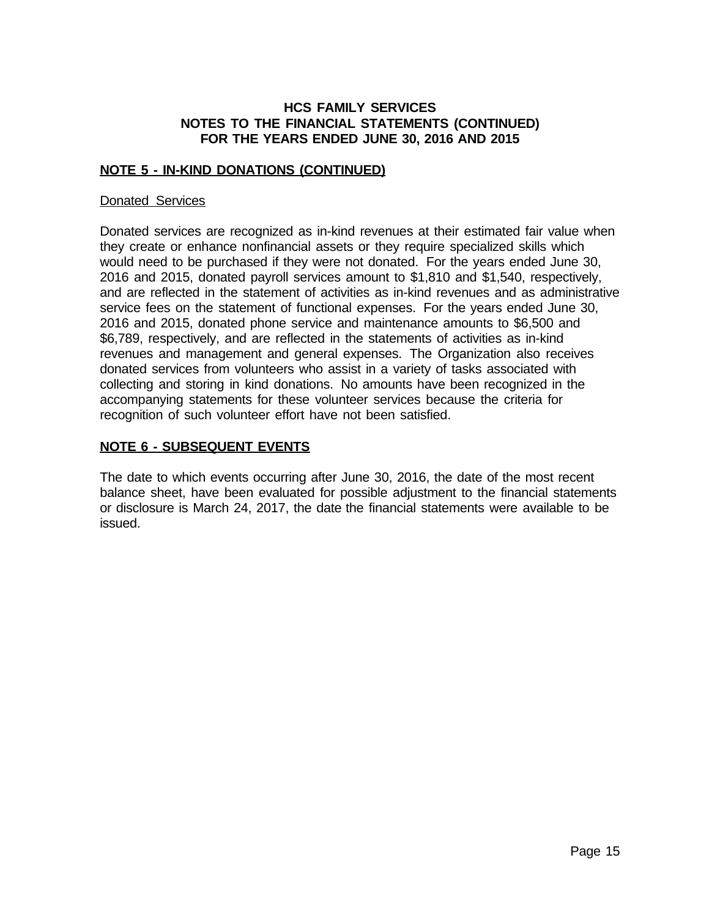**HCS FAMILY SERVICES**
**NOTES TO THE FINANCIAL STATEMENTS (CONTINUED)**
**FOR THE YEARS ENDED JUNE 30, 2016 AND 2015**

## NOTE 5 - IN-KIND DONATIONS (CONTINUED)

Donated Services

Donated services are recognized as in-kind revenues at their estimated fair value when they create or enhance nonfinancial assets or they require specialized skills which would need to be purchased if they were not donated. For the years ended June 30, 2016 and 2015, donated payroll services amount to $1,810 and $1,540, respectively, and are reflected in the statement of activities as in-kind revenues and as administrative service fees on the statement of functional expenses. For the years ended June 30, 2016 and 2015, donated phone service and maintenance amounts to $6,500 and $6,789, respectively, and are reflected in the statements of activities as in-kind revenues and management and general expenses. The Organization also receives donated services from volunteers who assist in a variety of tasks associated with collecting and storing in kind donations. No amounts have been recognized in the accompanying statements for these volunteer services because the criteria for recognition of such volunteer effort have not been satisfied.

## NOTE 6 - SUBSEQUENT EVENTS

The date to which events occurring after June 30, 2016, the date of the most recent balance sheet, have been evaluated for possible adjustment to the financial statements or disclosure is March 24, 2017, the date the financial statements were available to be issued.